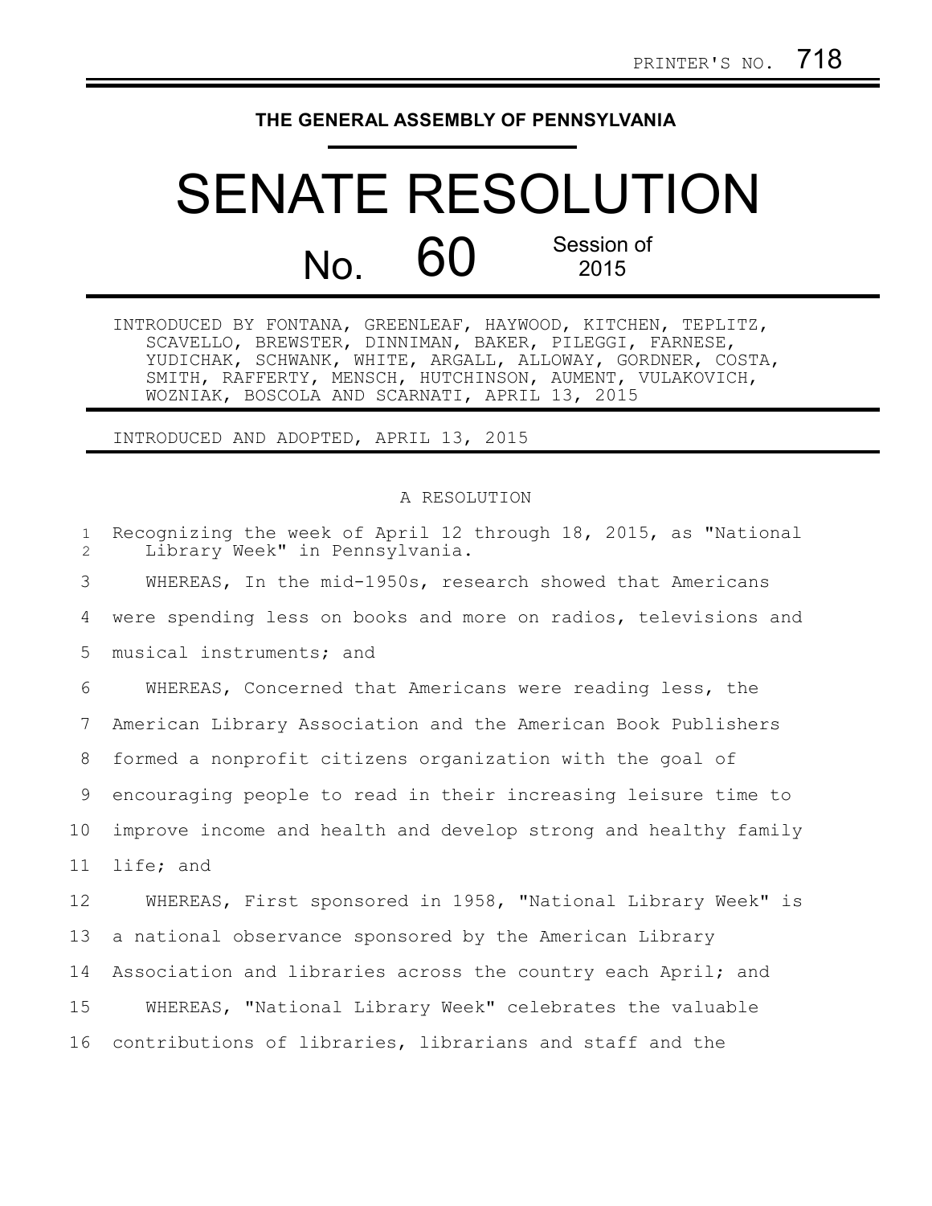PRINTER'S NO. 718

THE GENERAL ASSEMBLY OF PENNSYLVANIA

# SENATE RESOLUTION

## No. 60 Session of 2015

INTRODUCED BY FONTANA, GREENLEAF, HAYWOOD, KITCHEN, TEPLITZ, SCAVELLO, BREWSTER, DINNIMAN, BAKER, PILEGGI, FARNESE, YUDICHAK, SCHWANK, WHITE, ARGALL, ALLOWAY, GORDNER, COSTA, SMITH, RAFFERTY, MENSCH, HUTCHINSON, AUMENT, VULAKOVICH, WOZNIAK, BOSCOLA AND SCARNATI, APRIL 13, 2015

INTRODUCED AND ADOPTED, APRIL 13, 2015

A RESOLUTION

Recognizing the week of April 12 through 18, 2015, as "National Library Week" in Pennsylvania.

WHEREAS, In the mid-1950s, research showed that Americans were spending less on books and more on radios, televisions and musical instruments; and

WHEREAS, Concerned that Americans were reading less, the American Library Association and the American Book Publishers formed a nonprofit citizens organization with the goal of encouraging people to read in their increasing leisure time to improve income and health and develop strong and healthy family life; and

WHEREAS, First sponsored in 1958, "National Library Week" is a national observance sponsored by the American Library Association and libraries across the country each April; and

WHEREAS, "National Library Week" celebrates the valuable contributions of libraries, librarians and staff and the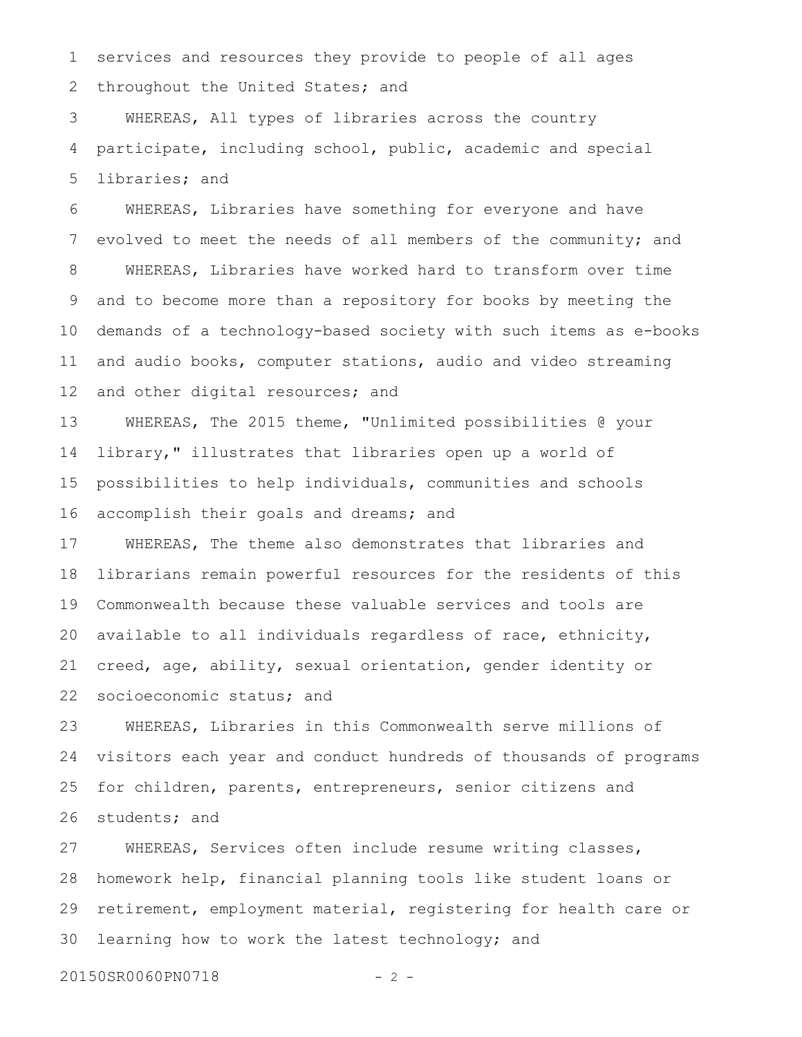services and resources they provide to people of all ages throughout the United States; and

WHEREAS, All types of libraries across the country participate, including school, public, academic and special libraries; and

WHEREAS, Libraries have something for everyone and have evolved to meet the needs of all members of the community; and

WHEREAS, Libraries have worked hard to transform over time and to become more than a repository for books by meeting the demands of a technology-based society with such items as e-books and audio books, computer stations, audio and video streaming and other digital resources; and

WHEREAS, The 2015 theme, "Unlimited possibilities @ your library," illustrates that libraries open up a world of possibilities to help individuals, communities and schools accomplish their goals and dreams; and

WHEREAS, The theme also demonstrates that libraries and librarians remain powerful resources for the residents of this Commonwealth because these valuable services and tools are available to all individuals regardless of race, ethnicity, creed, age, ability, sexual orientation, gender identity or socioeconomic status; and

WHEREAS, Libraries in this Commonwealth serve millions of visitors each year and conduct hundreds of thousands of programs for children, parents, entrepreneurs, senior citizens and students; and

WHEREAS, Services often include resume writing classes, homework help, financial planning tools like student loans or retirement, employment material, registering for health care or learning how to work the latest technology; and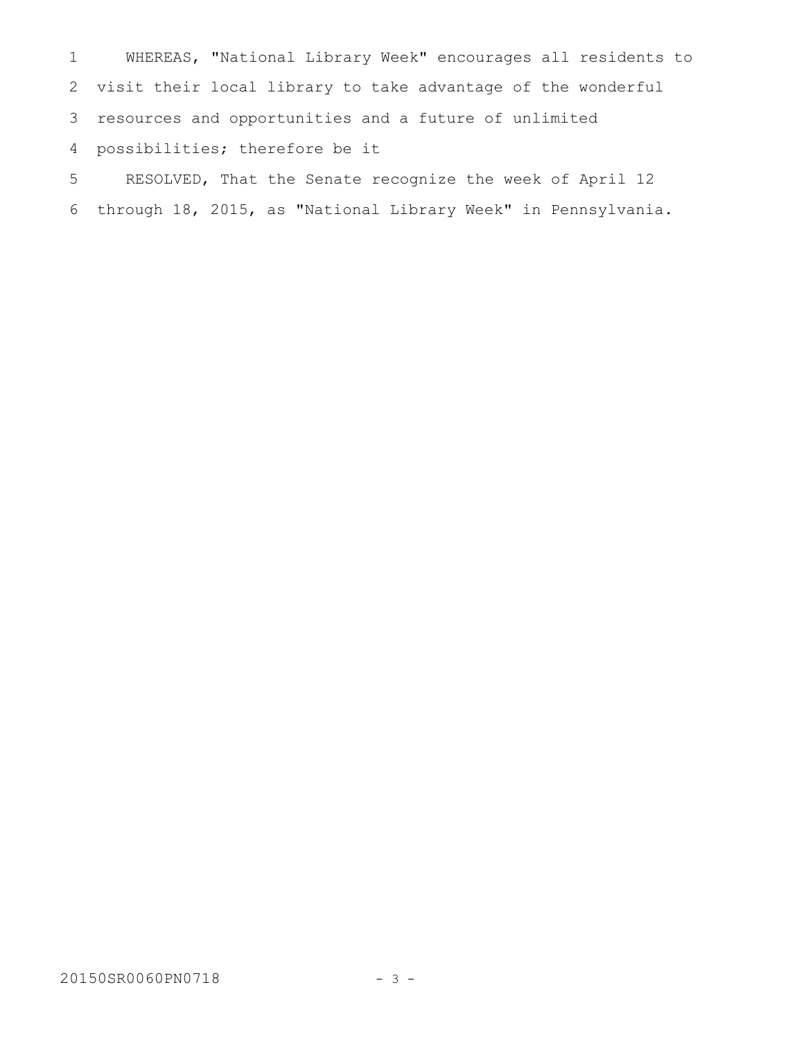WHEREAS, "National Library Week" encourages all residents to visit their local library to take advantage of the wonderful resources and opportunities and a future of unlimited possibilities; therefore be it

RESOLVED, That the Senate recognize the week of April 12 through 18, 2015, as "National Library Week" in Pennsylvania.